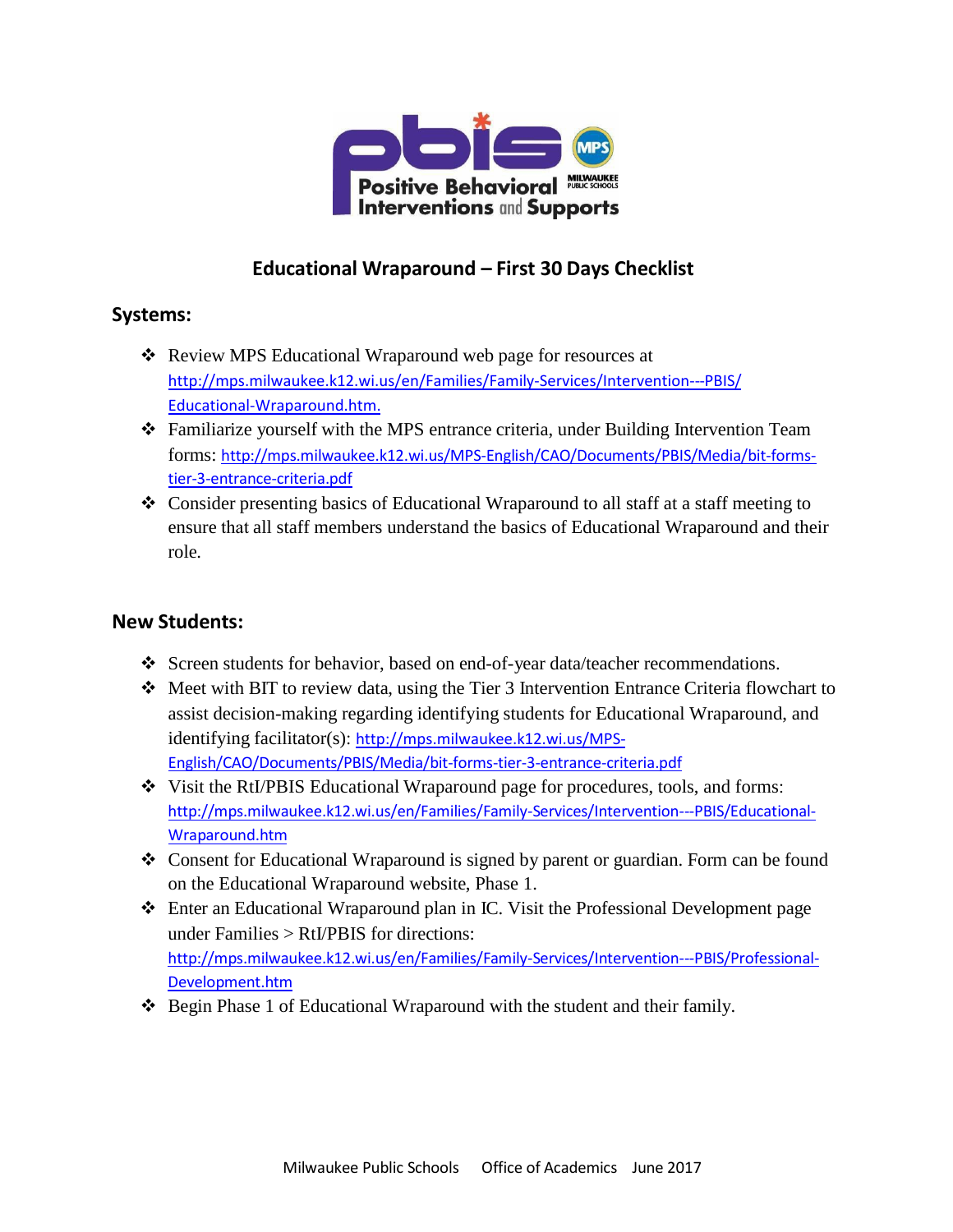# Educational Wraparound – First 30 Days Checklist

## Systems:

- Review MPS Educational Wraparound web page for resources at http://mps.milwaukee.k12.wi.us/en/Families/Family-Services/Intervention---PBIS/Educational-Wraparound.htm.
- Familiarize yourself with the MPS entrance criteria, under Building Intervention Team forms: http://mps.milwaukee.k12.wi.us/MPS-English/CAO/Documents/PBIS/Media/bit-forms-tier-3-entrance-criteria.pdf
- Consider presenting basics of Educational Wraparound to all staff at a staff meeting to ensure that all staff members understand the basics of Educational Wraparound and their role.

## New Students:

- Screen students for behavior, based on end-of-year data/teacher recommendations.
- Meet with BIT to review data, using the Tier 3 Intervention Entrance Criteria flowchart to assist decision-making regarding identifying students for Educational Wraparound, and identifying facilitator(s): http://mps.milwaukee.k12.wi.us/MPS-English/CAO/Documents/PBIS/Media/bit-forms-tier-3-entrance-criteria.pdf
- Visit the RtI/PBIS Educational Wraparound page for procedures, tools, and forms: http://mps.milwaukee.k12.wi.us/en/Families/Family-Services/Intervention---PBIS/Educational-Wraparound.htm
- Consent for Educational Wraparound is signed by parent or guardian. Form can be found on the Educational Wraparound website, Phase 1.
- Enter an Educational Wraparound plan in IC. Visit the Professional Development page under Families > RtI/PBIS for directions: http://mps.milwaukee.k12.wi.us/en/Families/Family-Services/Intervention---PBIS/Professional-Development.htm
- Begin Phase 1 of Educational Wraparound with the student and their family.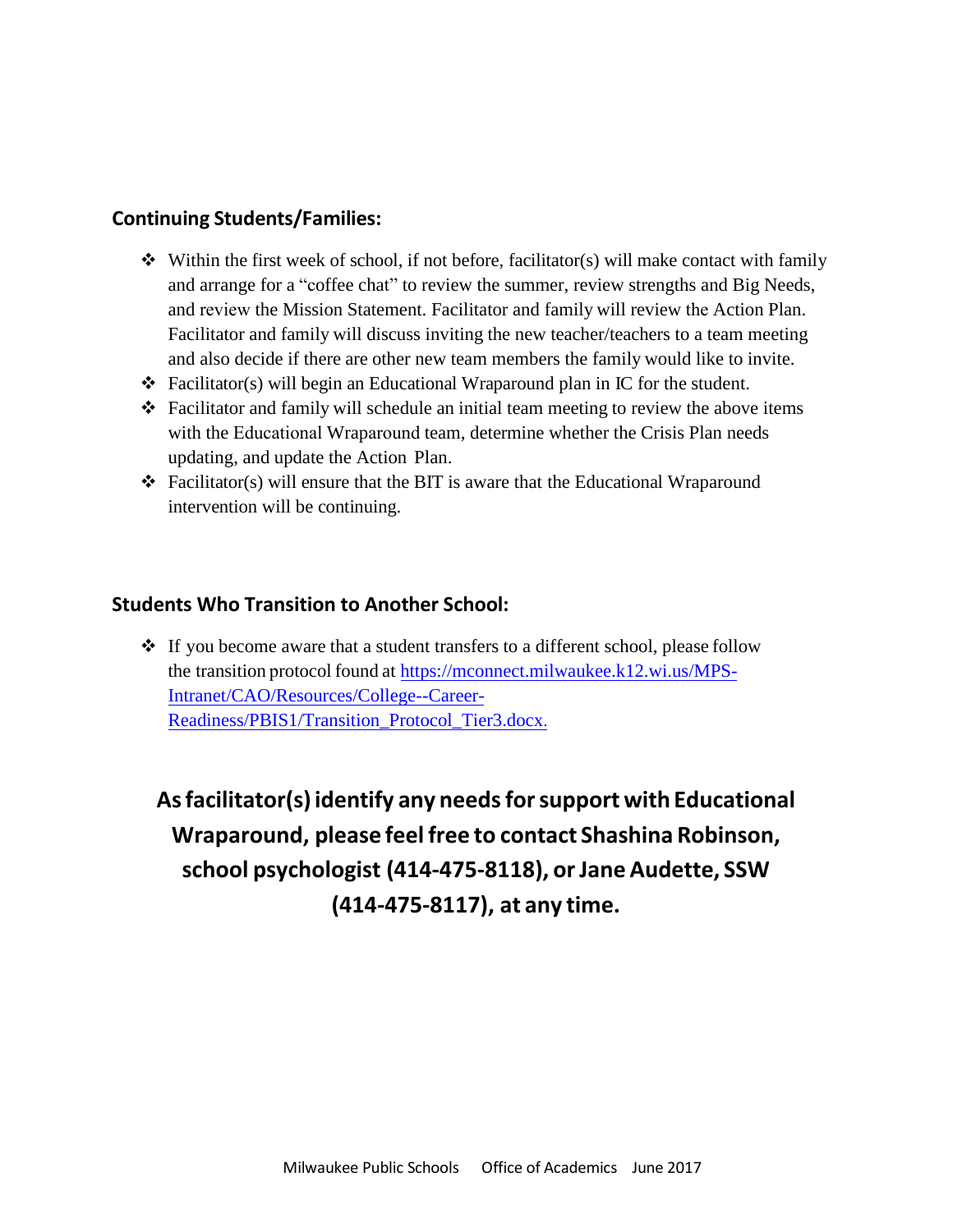## Continuing Students/Families:

- Within the first week of school, if not before, facilitator(s) will make contact with family and arrange for a "coffee chat" to review the summer, review strengths and Big Needs, and review the Mission Statement. Facilitator and family will review the Action Plan. Facilitator and family will discuss inviting the new teacher/teachers to a team meeting and also decide if there are other new team members the family would like to invite.
- Facilitator(s) will begin an Educational Wraparound plan in IC for the student.
- Facilitator and family will schedule an initial team meeting to review the above items with the Educational Wraparound team, determine whether the Crisis Plan needs updating, and update the Action Plan.
- Facilitator(s) will ensure that the BIT is aware that the Educational Wraparound intervention will be continuing.

## Students Who Transition to Another School:

- If you become aware that a student transfers to a different school, please follow the transition protocol found at [https://mconnect.milwaukee.k12.wi.us/MPS-Intranet/CAO/Resources/College--Career-Readiness/PBIS1/Transition_Protocol_Tier3.docx](https://mconnect.milwaukee.k12.wi.us/MPS-Intranet/CAO/Resources/College--Career-Readiness/PBIS1/Transition_Protocol_Tier3.docx).

**As facilitator(s) identify any needs for support with Educational Wraparound, please feel free to contact Shashina Robinson, school psychologist (414-475-8118), or Jane Audette, SSW (414-475-8117), at any time.**

Milwaukee Public Schools Office of Academics June 2017